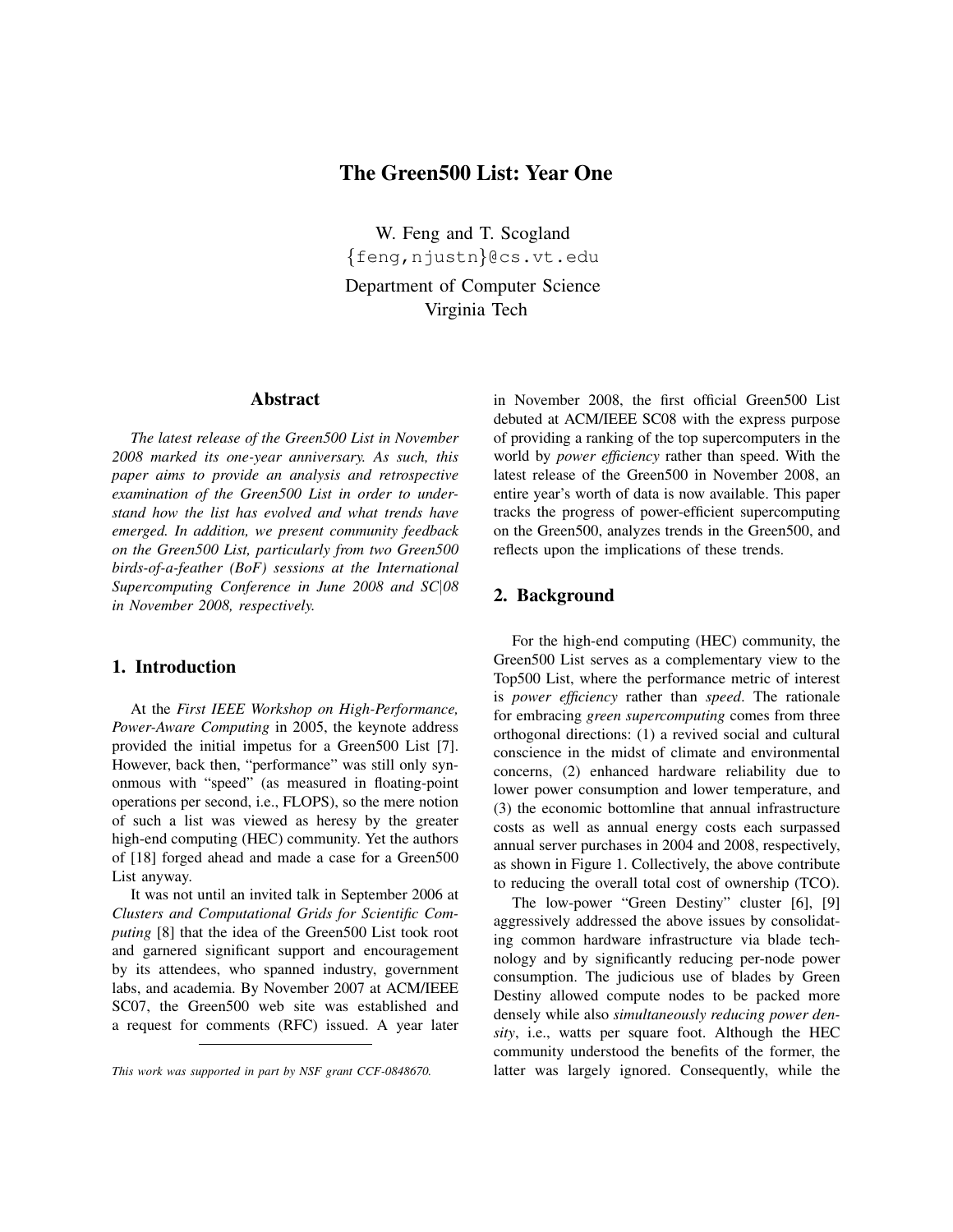# The Green500 List: Year One

W. Feng and T. Scogland
{feng,njustn}@cs.vt.edu
Department of Computer Science
Virginia Tech

## Abstract

*The latest release of the Green500 List in November 2008 marked its one-year anniversary. As such, this paper aims to provide an analysis and retrospective examination of the Green500 List in order to understand how the list has evolved and what trends have emerged. In addition, we present community feedback on the Green500 List, particularly from two Green500 birds-of-a-feather (BoF) sessions at the International Supercomputing Conference in June 2008 and SC|08 in November 2008, respectively.*

## 1. Introduction

At the *First IEEE Workshop on High-Performance, Power-Aware Computing* in 2005, the keynote address provided the initial impetus for a Green500 List [7]. However, back then, "performance" was still only synonmous with "speed" (as measured in floating-point operations per second, i.e., FLOPS), so the mere notion of such a list was viewed as heresy by the greater high-end computing (HEC) community. Yet the authors of [18] forged ahead and made a case for a Green500 List anyway.

It was not until an invited talk in September 2006 at *Clusters and Computational Grids for Scientific Computing* [8] that the idea of the Green500 List took root and garnered significant support and encouragement by its attendees, who spanned industry, government labs, and academia. By November 2007 at ACM/IEEE SC07, the Green500 web site was established and a request for comments (RFC) issued. A year later in November 2008, the first official Green500 List debuted at ACM/IEEE SC08 with the express purpose of providing a ranking of the top supercomputers in the world by *power efficiency* rather than speed. With the latest release of the Green500 in November 2008, an entire year's worth of data is now available. This paper tracks the progress of power-efficient supercomputing on the Green500, analyzes trends in the Green500, and reflects upon the implications of these trends.

*This work was supported in part by NSF grant CCF-0848670.*

## 2. Background

For the high-end computing (HEC) community, the Green500 List serves as a complementary view to the Top500 List, where the performance metric of interest is *power efficiency* rather than *speed*. The rationale for embracing *green supercomputing* comes from three orthogonal directions: (1) a revived social and cultural conscience in the midst of climate and environmental concerns, (2) enhanced hardware reliability due to lower power consumption and lower temperature, and (3) the economic bottomline that annual infrastructure costs as well as annual energy costs each surpassed annual server purchases in 2004 and 2008, respectively, as shown in Figure 1. Collectively, the above contribute to reducing the overall total cost of ownership (TCO).

The low-power "Green Destiny" cluster [6], [9] aggressively addressed the above issues by consolidating common hardware infrastructure via blade technology and by significantly reducing per-node power consumption. The judicious use of blades by Green Destiny allowed compute nodes to be packed more densely while also *simultaneously reducing power density*, i.e., watts per square foot. Although the HEC community understood the benefits of the former, the latter was largely ignored. Consequently, while the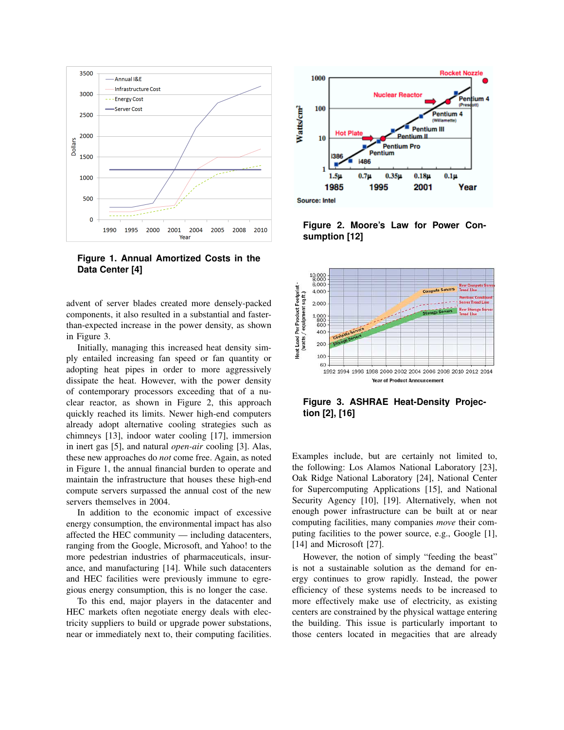**Figure 1. Annual Amortized Costs in the Data Center [4]**

**Figure 2. Moore's Law for Power Consumption [12]**

**Figure 3. ASHRAE Heat-Density Projection [2], [16]**

advent of server blades created more densely-packed components, it also resulted in a substantial and faster-than-expected increase in the power density, as shown in Figure 3.

Initially, managing this increased heat density simply entailed increasing fan speed or fan quantity or adopting heat pipes in order to more aggressively dissipate the heat. However, with the power density of contemporary processors exceeding that of a nuclear reactor, as shown in Figure 2, this approach quickly reached its limits. Newer high-end computers already adopt alternative cooling strategies such as chimneys [13], indoor water cooling [17], immersion in inert gas [5], and natural *open-air* cooling [3]. Alas, these new approaches do *not* come free. Again, as noted in Figure 1, the annual financial burden to operate and maintain the infrastructure that houses these high-end compute servers surpassed the annual cost of the new servers themselves in 2004.

In addition to the economic impact of excessive energy consumption, the environmental impact has also affected the HEC community — including datacenters, ranging from the Google, Microsoft, and Yahoo! to the more pedestrian industries of pharmaceuticals, insurance, and manufacturing [14]. While such datacenters and HEC facilities were previously immune to egregious energy consumption, this is no longer the case.

To this end, major players in the datacenter and HEC markets often negotiate energy deals with electricity suppliers to build or upgrade power substations, near or immediately next to, their computing facilities. Examples include, but are certainly not limited to, the following: Los Alamos National Laboratory [23], Oak Ridge National Laboratory [24], National Center for Supercomputing Applications [15], and National Security Agency [10], [19]. Alternatively, when not enough power infrastructure can be built at or near computing facilities, many companies *move* their computing facilities to the power source, e.g., Google [1], [14] and Microsoft [27].

However, the notion of simply "feeding the beast" is not a sustainable solution as the demand for energy continues to grow rapidly. Instead, the power efficiency of these systems needs to be increased to more effectively make use of electricity, as existing centers are constrained by the physical wattage entering the building. This issue is particularly important to those centers located in megacities that are already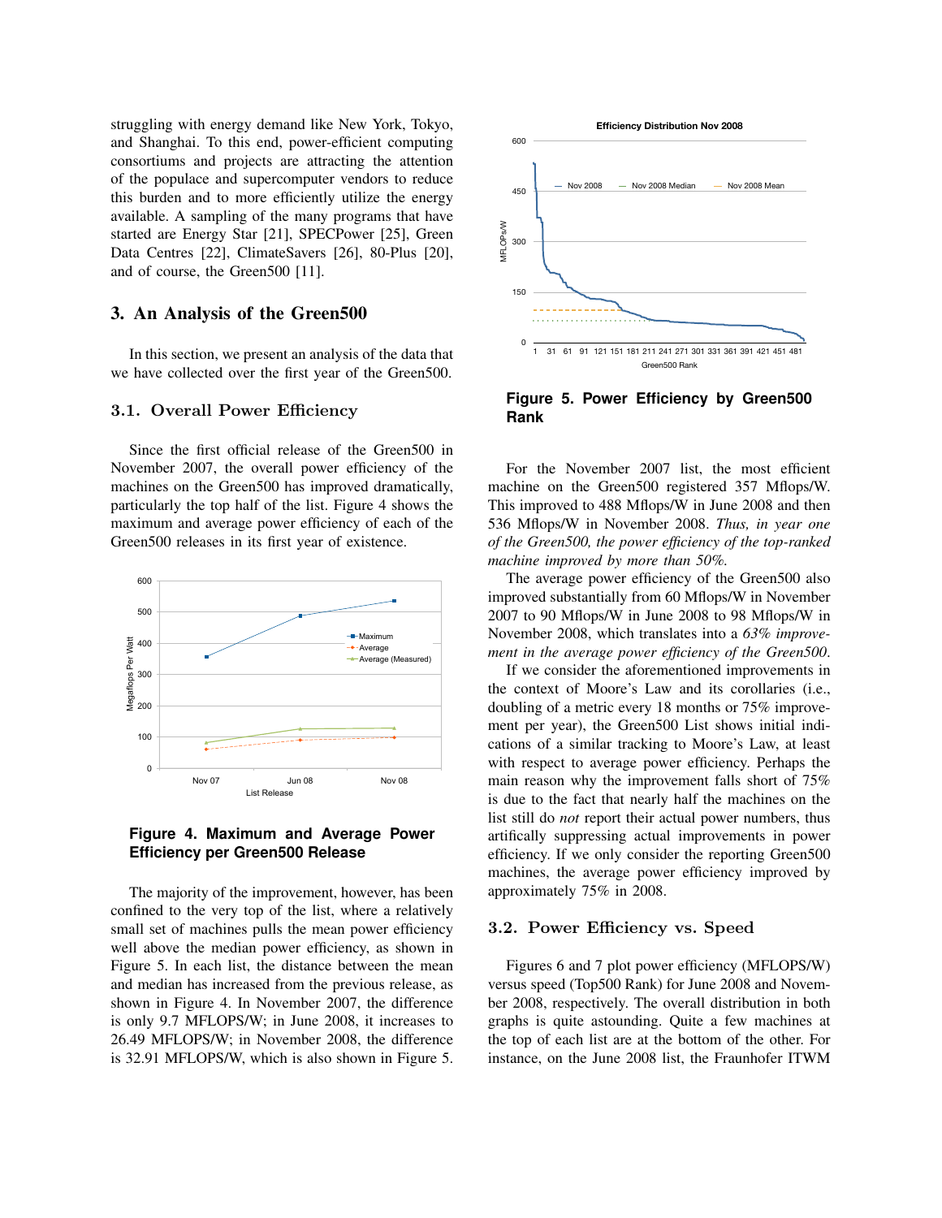struggling with energy demand like New York, Tokyo, and Shanghai. To this end, power-efficient computing consortiums and projects are attracting the attention of the populace and supercomputer vendors to reduce this burden and to more efficiently utilize the energy available. A sampling of the many programs that have started are Energy Star [21], SPECPower [25], Green Data Centres [22], ClimateSavers [26], 80-Plus [20], and of course, the Green500 [11].

## 3. An Analysis of the Green500

In this section, we present an analysis of the data that we have collected over the first year of the Green500.

### 3.1. Overall Power Efficiency

Since the first official release of the Green500 in November 2007, the overall power efficiency of the machines on the Green500 has improved dramatically, particularly the top half of the list. Figure 4 shows the maximum and average power efficiency of each of the Green500 releases in its first year of existence.

**Figure 4. Maximum and Average Power Efficiency per Green500 Release**

The majority of the improvement, however, has been confined to the very top of the list, where a relatively small set of machines pulls the mean power efficiency well above the median power efficiency, as shown in Figure 5. In each list, the distance between the mean and median has increased from the previous release, as shown in Figure 4. In November 2007, the difference is only 9.7 MFLOPS/W; in June 2008, it increases to 26.49 MFLOPS/W; in November 2008, the difference is 32.91 MFLOPS/W, which is also shown in Figure 5.

**Figure 5. Power Efficiency by Green500 Rank**

For the November 2007 list, the most efficient machine on the Green500 registered 357 Mflops/W. This improved to 488 Mflops/W in June 2008 and then 536 Mflops/W in November 2008. *Thus, in year one of the Green500, the power efficiency of the top-ranked machine improved by more than 50%.*

The average power efficiency of the Green500 also improved substantially from 60 Mflops/W in November 2007 to 90 Mflops/W in June 2008 to 98 Mflops/W in November 2008, which translates into a *63% improvement in the average power efficiency of the Green500.*

If we consider the aforementioned improvements in the context of Moore's Law and its corollaries (i.e., doubling of a metric every 18 months or 75% improvement per year), the Green500 List shows initial indications of a similar tracking to Moore's Law, at least with respect to average power efficiency. Perhaps the main reason why the improvement falls short of 75% is due to the fact that nearly half the machines on the list still do *not* report their actual power numbers, thus artifically suppressing actual improvements in power efficiency. If we only consider the reporting Green500 machines, the average power efficiency improved by approximately 75% in 2008.

### 3.2. Power Efficiency vs. Speed

Figures 6 and 7 plot power efficiency (MFLOPS/W) versus speed (Top500 Rank) for June 2008 and November 2008, respectively. The overall distribution in both graphs is quite astounding. Quite a few machines at the top of each list are at the bottom of the other. For instance, on the June 2008 list, the Fraunhofer ITWM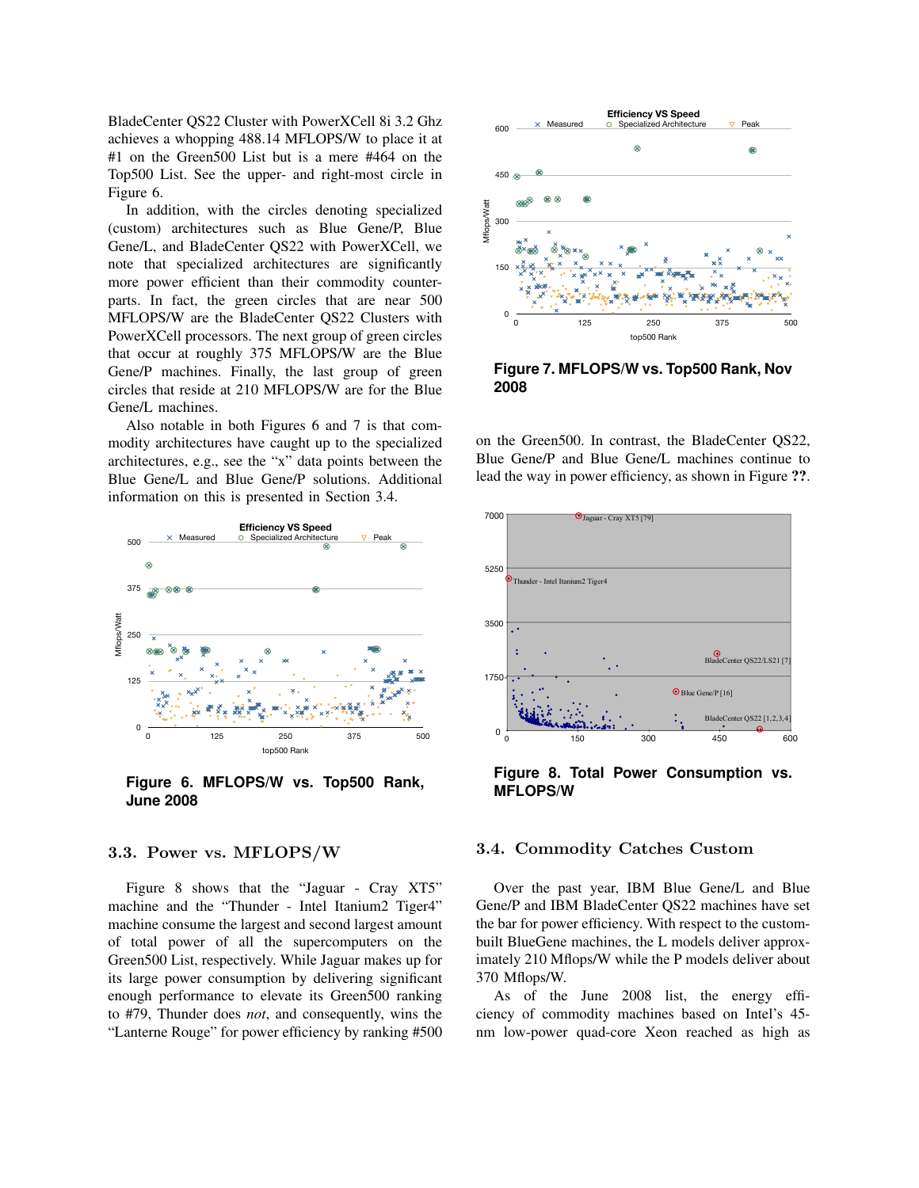BladeCenter QS22 Cluster with PowerXCell 8i 3.2 Ghz achieves a whopping 488.14 MFLOPS/W to place it at #1 on the Green500 List but is a mere #464 on the Top500 List. See the upper- and right-most circle in Figure 6.

In addition, with the circles denoting specialized (custom) architectures such as Blue Gene/P, Blue Gene/L, and BladeCenter QS22 with PowerXCell, we note that specialized architectures are significantly more power efficient than their commodity counterparts. In fact, the green circles that are near 500 MFLOPS/W are the BladeCenter QS22 Clusters with PowerXCell processors. The next group of green circles that occur at roughly 375 MFLOPS/W are the Blue Gene/P machines. Finally, the last group of green circles that reside at 210 MFLOPS/W are for the Blue Gene/L machines.

Also notable in both Figures 6 and 7 is that commodity architectures have caught up to the specialized architectures, e.g., see the "x" data points between the Blue Gene/L and Blue Gene/P solutions. Additional information on this is presented in Section 3.4.

**Figure 6. MFLOPS/W vs. Top500 Rank, June 2008**

**Figure 7. MFLOPS/W vs. Top500 Rank, Nov 2008**

## 3.3. Power vs. MFLOPS/W

Figure 8 shows that the "Jaguar - Cray XT5" machine and the "Thunder - Intel Itanium2 Tiger4" machine consume the largest and second largest amount of total power of all the supercomputers on the Green500 List, respectively. While Jaguar makes up for its large power consumption by delivering significant enough performance to elevate its Green500 ranking to #79, Thunder does *not*, and consequently, wins the "Lanterne Rouge" for power efficiency by ranking #500 on the Green500. In contrast, the BladeCenter QS22, Blue Gene/P and Blue Gene/L machines continue to lead the way in power efficiency, as shown in Figure **??**.

**Figure 8. Total Power Consumption vs. MFLOPS/W**

## 3.4. Commodity Catches Custom

Over the past year, IBM Blue Gene/L and Blue Gene/P and IBM BladeCenter QS22 machines have set the bar for power efficiency. With respect to the custom-built BlueGene machines, the L models deliver approximately 210 Mflops/W while the P models deliver about 370 Mflops/W.

As of the June 2008 list, the energy efficiency of commodity machines based on Intel's 45-nm low-power quad-core Xeon reached as high as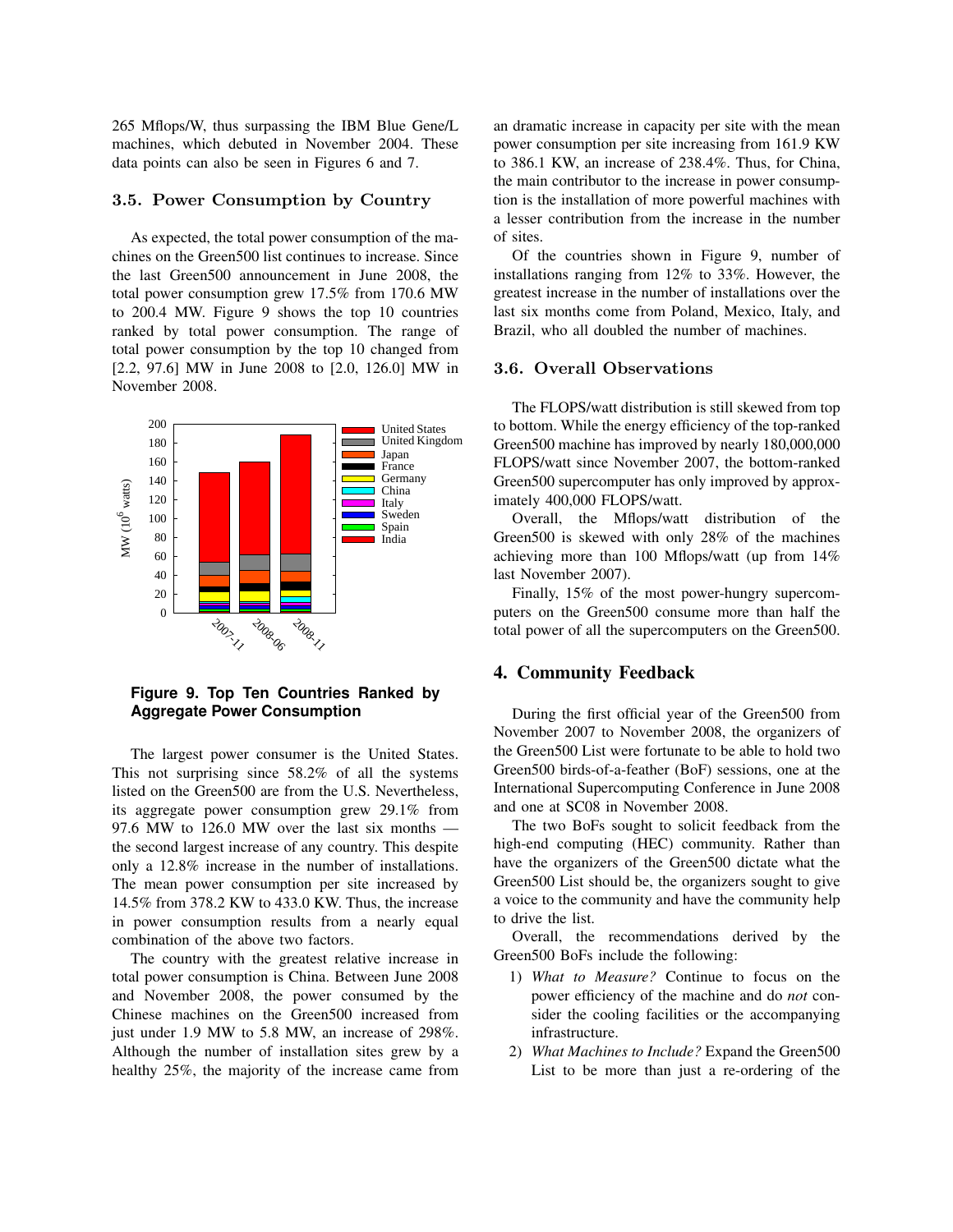265 Mflops/W, thus surpassing the IBM Blue Gene/L machines, which debuted in November 2004. These data points can also be seen in Figures 6 and 7.

### 3.5. Power Consumption by Country

As expected, the total power consumption of the machines on the Green500 list continues to increase. Since the last Green500 announcement in June 2008, the total power consumption grew 17.5% from 170.6 MW to 200.4 MW. Figure 9 shows the top 10 countries ranked by total power consumption. The range of total power consumption by the top 10 changed from [2.2, 97.6] MW in June 2008 to [2.0, 126.0] MW in November 2008.

**Figure 9. Top Ten Countries Ranked by Aggregate Power Consumption**

The largest power consumer is the United States. This not surprising since 58.2% of all the systems listed on the Green500 are from the U.S. Nevertheless, its aggregate power consumption grew 29.1% from 97.6 MW to 126.0 MW over the last six months — the second largest increase of any country. This despite only a 12.8% increase in the number of installations. The mean power consumption per site increased by 14.5% from 378.2 KW to 433.0 KW. Thus, the increase in power consumption results from a nearly equal combination of the above two factors.

The country with the greatest relative increase in total power consumption is China. Between June 2008 and November 2008, the power consumed by the Chinese machines on the Green500 increased from just under 1.9 MW to 5.8 MW, an increase of 298%. Although the number of installation sites grew by a healthy 25%, the majority of the increase came from an dramatic increase in capacity per site with the mean power consumption per site increasing from 161.9 KW to 386.1 KW, an increase of 238.4%. Thus, for China, the main contributor to the increase in power consumption is the installation of more powerful machines with a lesser contribution from the increase in the number of sites.

Of the countries shown in Figure 9, number of installations ranging from 12% to 33%. However, the greatest increase in the number of installations over the last six months come from Poland, Mexico, Italy, and Brazil, who all doubled the number of machines.

### 3.6. Overall Observations

The FLOPS/watt distribution is still skewed from top to bottom. While the energy efficiency of the top-ranked Green500 machine has improved by nearly 180,000,000 FLOPS/watt since November 2007, the bottom-ranked Green500 supercomputer has only improved by approximately 400,000 FLOPS/watt.

Overall, the Mflops/watt distribution of the Green500 is skewed with only 28% of the machines achieving more than 100 Mflops/watt (up from 14% last November 2007).

Finally, 15% of the most power-hungry supercomputers on the Green500 consume more than half the total power of all the supercomputers on the Green500.

## 4. Community Feedback

During the first official year of the Green500 from November 2007 to November 2008, the organizers of the Green500 List were fortunate to be able to hold two Green500 birds-of-a-feather (BoF) sessions, one at the International Supercomputing Conference in June 2008 and one at SC08 in November 2008.

The two BoFs sought to solicit feedback from the high-end computing (HEC) community. Rather than have the organizers of the Green500 dictate what the Green500 List should be, the organizers sought to give a voice to the community and have the community help to drive the list.

Overall, the recommendations derived by the Green500 BoFs include the following:

1) *What to Measure?* Continue to focus on the power efficiency of the machine and do *not* consider the cooling facilities or the accompanying infrastructure.
2) *What Machines to Include?* Expand the Green500 List to be more than just a re-ordering of the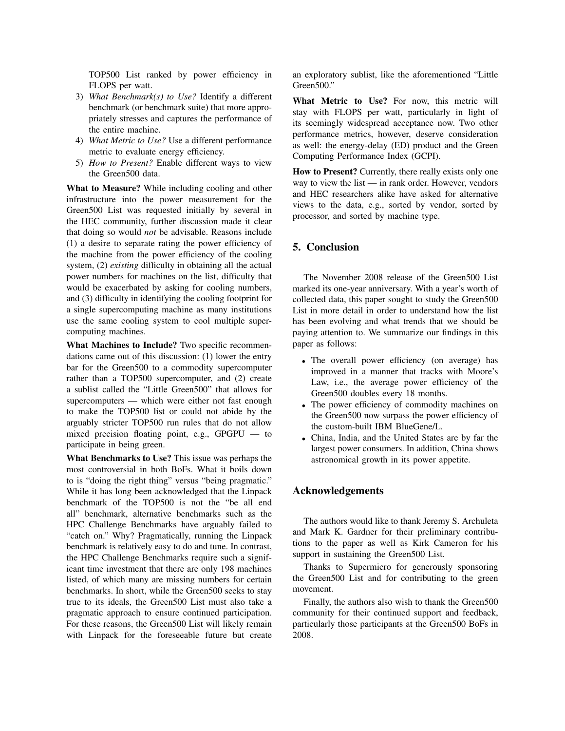TOP500 List ranked by power efficiency in FLOPS per watt.

3) *What Benchmark(s) to Use?* Identify a different benchmark (or benchmark suite) that more appropriately stresses and captures the performance of the entire machine.
4) *What Metric to Use?* Use a different performance metric to evaluate energy efficiency.
5) *How to Present?* Enable different ways to view the Green500 data.

**What to Measure?** While including cooling and other infrastructure into the power measurement for the Green500 List was requested initially by several in the HEC community, further discussion made it clear that doing so would *not* be advisable. Reasons include (1) a desire to separate rating the power efficiency of the machine from the power efficiency of the cooling system, (2) *existing* difficulty in obtaining all the actual power numbers for machines on the list, difficulty that would be exacerbated by asking for cooling numbers, and (3) difficulty in identifying the cooling footprint for a single supercomputing machine as many institutions use the same cooling system to cool multiple supercomputing machines.

**What Machines to Include?** Two specific recommendations came out of this discussion: (1) lower the entry bar for the Green500 to a commodity supercomputer rather than a TOP500 supercomputer, and (2) create a sublist called the "Little Green500" that allows for supercomputers — which were either not fast enough to make the TOP500 list or could not abide by the arguably stricter TOP500 run rules that do not allow mixed precision floating point, e.g., GPGPU — to participate in being green.

**What Benchmarks to Use?** This issue was perhaps the most controversial in both BoFs. What it boils down to is "doing the right thing" versus "being pragmatic." While it has long been acknowledged that the Linpack benchmark of the TOP500 is not the "be all end all" benchmark, alternative benchmarks such as the HPC Challenge Benchmarks have arguably failed to "catch on." Why? Pragmatically, running the Linpack benchmark is relatively easy to do and tune. In contrast, the HPC Challenge Benchmarks require such a significant time investment that there are only 198 machines listed, of which many are missing numbers for certain benchmarks. In short, while the Green500 seeks to stay true to its ideals, the Green500 List must also take a pragmatic approach to ensure continued participation. For these reasons, the Green500 List will likely remain with Linpack for the foreseeable future but create an exploratory sublist, like the aforementioned "Little Green500."

**What Metric to Use?** For now, this metric will stay with FLOPS per watt, particularly in light of its seemingly widespread acceptance now. Two other performance metrics, however, deserve consideration as well: the energy-delay (ED) product and the Green Computing Performance Index (GCPI).

**How to Present?** Currently, there really exists only one way to view the list — in rank order. However, vendors and HEC researchers alike have asked for alternative views to the data, e.g., sorted by vendor, sorted by processor, and sorted by machine type.

## 5. Conclusion

The November 2008 release of the Green500 List marked its one-year anniversary. With a year's worth of collected data, this paper sought to study the Green500 List in more detail in order to understand how the list has been evolving and what trends that we should be paying attention to. We summarize our findings in this paper as follows:

- The overall power efficiency (on average) has improved in a manner that tracks with Moore's Law, i.e., the average power efficiency of the Green500 doubles every 18 months.
- The power efficiency of commodity machines on the Green500 now surpass the power efficiency of the custom-built IBM BlueGene/L.
- China, India, and the United States are by far the largest power consumers. In addition, China shows astronomical growth in its power appetite.

## Acknowledgements

The authors would like to thank Jeremy S. Archuleta and Mark K. Gardner for their preliminary contributions to the paper as well as Kirk Cameron for his support in sustaining the Green500 List.

Thanks to Supermicro for generously sponsoring the Green500 List and for contributing to the green movement.

Finally, the authors also wish to thank the Green500 community for their continued support and feedback, particularly those participants at the Green500 BoFs in 2008.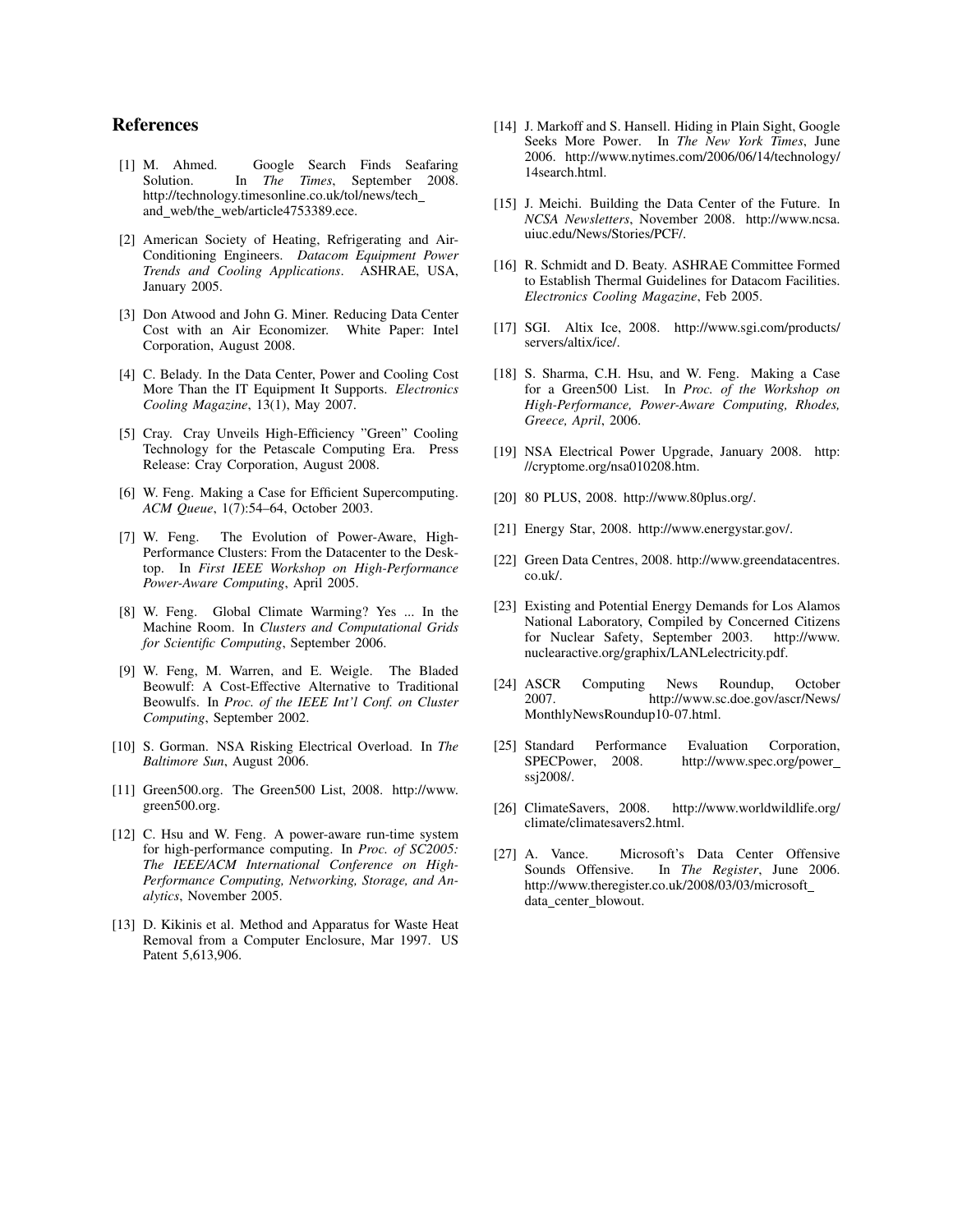## References

[1] M. Ahmed. Google Search Finds Seafaring Solution. In *The Times*, September 2008. http://technology.timesonline.co.uk/tol/news/tech_and_web/the_web/article4753389.ece.

[2] American Society of Heating, Refrigerating and Air-Conditioning Engineers. *Datacom Equipment Power Trends and Cooling Applications*. ASHRAE, USA, January 2005.

[3] Don Atwood and John G. Miner. Reducing Data Center Cost with an Air Economizer. White Paper: Intel Corporation, August 2008.

[4] C. Belady. In the Data Center, Power and Cooling Cost More Than the IT Equipment It Supports. *Electronics Cooling Magazine*, 13(1), May 2007.

[5] Cray. Cray Unveils High-Efficiency "Green" Cooling Technology for the Petascale Computing Era. Press Release: Cray Corporation, August 2008.

[6] W. Feng. Making a Case for Efficient Supercomputing. *ACM Queue*, 1(7):54–64, October 2003.

[7] W. Feng. The Evolution of Power-Aware, High-Performance Clusters: From the Datacenter to the Desktop. In *First IEEE Workshop on High-Performance Power-Aware Computing*, April 2005.

[8] W. Feng. Global Climate Warming? Yes ... In the Machine Room. In *Clusters and Computational Grids for Scientific Computing*, September 2006.

[9] W. Feng, M. Warren, and E. Weigle. The Bladed Beowulf: A Cost-Effective Alternative to Traditional Beowulfs. In *Proc. of the IEEE Int'l Conf. on Cluster Computing*, September 2002.

[10] S. Gorman. NSA Risking Electrical Overload. In *The Baltimore Sun*, August 2006.

[11] Green500.org. The Green500 List, 2008. http://www.green500.org.

[12] C. Hsu and W. Feng. A power-aware run-time system for high-performance computing. In *Proc. of SC2005: The IEEE/ACM International Conference on High-Performance Computing, Networking, Storage, and Analytics*, November 2005.

[13] D. Kikinis et al. Method and Apparatus for Waste Heat Removal from a Computer Enclosure, Mar 1997. US Patent 5,613,906.

[14] J. Markoff and S. Hansell. Hiding in Plain Sight, Google Seeks More Power. In *The New York Times*, June 2006. http://www.nytimes.com/2006/06/14/technology/14search.html.

[15] J. Meichi. Building the Data Center of the Future. In *NCSA Newsletters*, November 2008. http://www.ncsa.uiuc.edu/News/Stories/PCF/.

[16] R. Schmidt and D. Beaty. ASHRAE Committee Formed to Establish Thermal Guidelines for Datacom Facilities. *Electronics Cooling Magazine*, Feb 2005.

[17] SGI. Altix Ice, 2008. http://www.sgi.com/products/servers/altix/ice/.

[18] S. Sharma, C.H. Hsu, and W. Feng. Making a Case for a Green500 List. In *Proc. of the Workshop on High-Performance, Power-Aware Computing, Rhodes, Greece, April*, 2006.

[19] NSA Electrical Power Upgrade, January 2008. http://cryptome.org/nsa010208.htm.

[20] 80 PLUS, 2008. http://www.80plus.org/.

[21] Energy Star, 2008. http://www.energystar.gov/.

[22] Green Data Centres, 2008. http://www.greendatacentres.co.uk/.

[23] Existing and Potential Energy Demands for Los Alamos National Laboratory, Compiled by Concerned Citizens for Nuclear Safety, September 2003. http://www.nuclearactive.org/graphix/LANLelectricity.pdf.

[24] ASCR Computing News Roundup, October 2007. http://www.sc.doe.gov/ascr/News/MonthlyNewsRoundup10-07.html.

[25] Standard Performance Evaluation Corporation, SPECPower, 2008. http://www.spec.org/power_ssj2008/.

[26] ClimateSavers, 2008. http://www.worldwildlife.org/climate/climatesavers2.html.

[27] A. Vance. Microsoft's Data Center Offensive Sounds Offensive. In *The Register*, June 2006. http://www.theregister.co.uk/2008/03/03/microsoft_data_center_blowout.